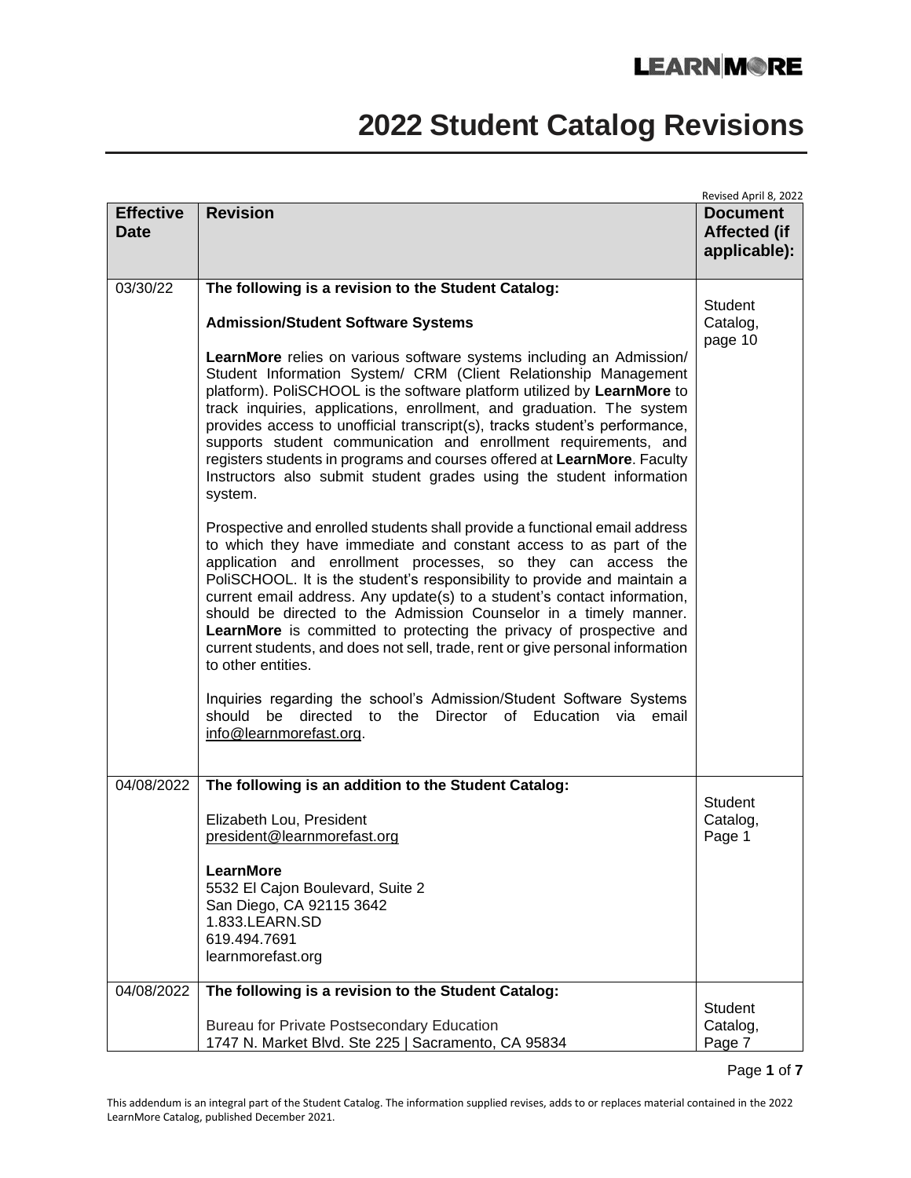# 2022 Student Catalog Revisions

Revised April 8, 2022

| Effective Date | Revision | Document Affected (if applicable): |
|---|---|---|
| 03/30/22 | **The following is a revision to the Student Catalog:**<br><br>**Admission/Student Software Systems**<br><br>**LearnMore** relies on various software systems including an Admission/ Student Information System/ CRM (Client Relationship Management platform). PoliSCHOOL is the software platform utilized by **LearnMore** to track inquiries, applications, enrollment, and graduation. The system provides access to unofficial transcript(s), tracks student's performance, supports student communication and enrollment requirements, and registers students in programs and courses offered at **LearnMore**. Faculty Instructors also submit student grades using the student information system.<br><br>Prospective and enrolled students shall provide a functional email address to which they have immediate and constant access to as part of the application and enrollment processes, so they can access the PoliSCHOOL. It is the student's responsibility to provide and maintain a current email address. Any update(s) to a student's contact information, should be directed to the Admission Counselor in a timely manner. **LearnMore** is committed to protecting the privacy of prospective and current students, and does not sell, trade, rent or give personal information to other entities.<br><br>Inquiries regarding the school's Admission/Student Software Systems should be directed to the Director of Education via email info@learnmorefast.org. | Student Catalog, page 10 |
| 04/08/2022 | **The following is an addition to the Student Catalog:**<br><br>Elizabeth Lou, President<br>president@learnmorefast.org<br><br>**LearnMore**<br>5532 El Cajon Boulevard, Suite 2<br>San Diego, CA 92115 3642<br>1.833.LEARN.SD<br>619.494.7691<br>learnmorefast.org | Student Catalog, Page 1 |
| 04/08/2022 | **The following is a revision to the Student Catalog:**<br><br>Bureau for Private Postsecondary Education<br>1747 N. Market Blvd. Ste 225 \| Sacramento, CA 95834 | Student Catalog, Page 7 |

This addendum is an integral part of the Student Catalog. The information supplied revises, adds to or replaces material contained in the 2022 LearnMore Catalog, published December 2021.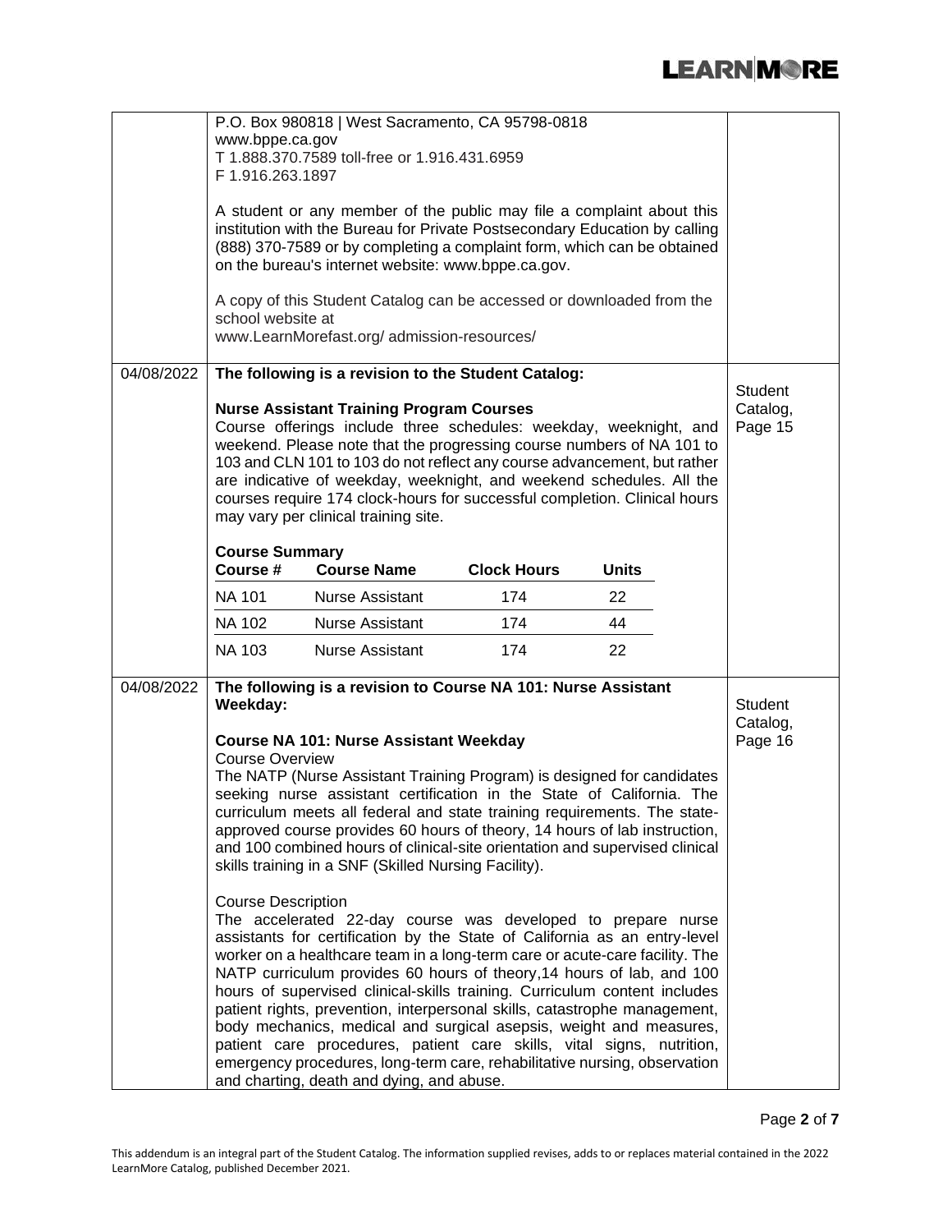| | | |
|---|---|---|
| | P.O. Box 980818 \| West Sacramento, CA 95798-0818<br>www.bppe.ca.gov<br>T 1.888.370.7589 toll-free or 1.916.431.6959<br>F 1.916.263.1897<br><br>A student or any member of the public may file a complaint about this institution with the Bureau for Private Postsecondary Education by calling (888) 370-7589 or by completing a complaint form, which can be obtained on the bureau's internet website: www.bppe.ca.gov.<br><br>A copy of this Student Catalog can be accessed or downloaded from the school website at<br>www.LearnMorefast.org/ admission-resources/ | |
| 04/08/2022 | **The following is a revision to the Student Catalog:**<br><br>**Nurse Assistant Training Program Courses**<br>Course offerings include three schedules: weekday, weeknight, and weekend. Please note that the progressing course numbers of NA 101 to 103 and CLN 101 to 103 do not reflect any course advancement, but rather are indicative of weekday, weeknight, and weekend schedules. All the courses require 174 clock-hours for successful completion. Clinical hours may vary per clinical training site.<br><br>**Course Summary**<br>**Course #** — **Course Name** — **Clock Hours** — **Units**<br>NA 101 — Nurse Assistant — 174 — 22<br>NA 102 — Nurse Assistant — 174 — 44<br>NA 103 — Nurse Assistant — 174 — 22 | Student Catalog, Page 15 |
| 04/08/2022 | **The following is a revision to Course NA 101: Nurse Assistant Weekday:**<br><br>**Course NA 101: Nurse Assistant Weekday**<br>Course Overview<br>The NATP (Nurse Assistant Training Program) is designed for candidates seeking nurse assistant certification in the State of California. The curriculum meets all federal and state training requirements. The state-approved course provides 60 hours of theory, 14 hours of lab instruction, and 100 combined hours of clinical-site orientation and supervised clinical skills training in a SNF (Skilled Nursing Facility).<br><br>Course Description<br>The accelerated 22-day course was developed to prepare nurse assistants for certification by the State of California as an entry-level worker on a healthcare team in a long-term care or acute-care facility. The NATP curriculum provides 60 hours of theory,14 hours of lab, and 100 hours of supervised clinical-skills training. Curriculum content includes patient rights, prevention, interpersonal skills, catastrophe management, body mechanics, medical and surgical asepsis, weight and measures, patient care procedures, patient care skills, vital signs, nutrition, emergency procedures, long-term care, rehabilitative nursing, observation and charting, death and dying, and abuse. | Student Catalog, Page 16 |

This addendum is an integral part of the Student Catalog. The information supplied revises, adds to or replaces material contained in the 2022 LearnMore Catalog, published December 2021.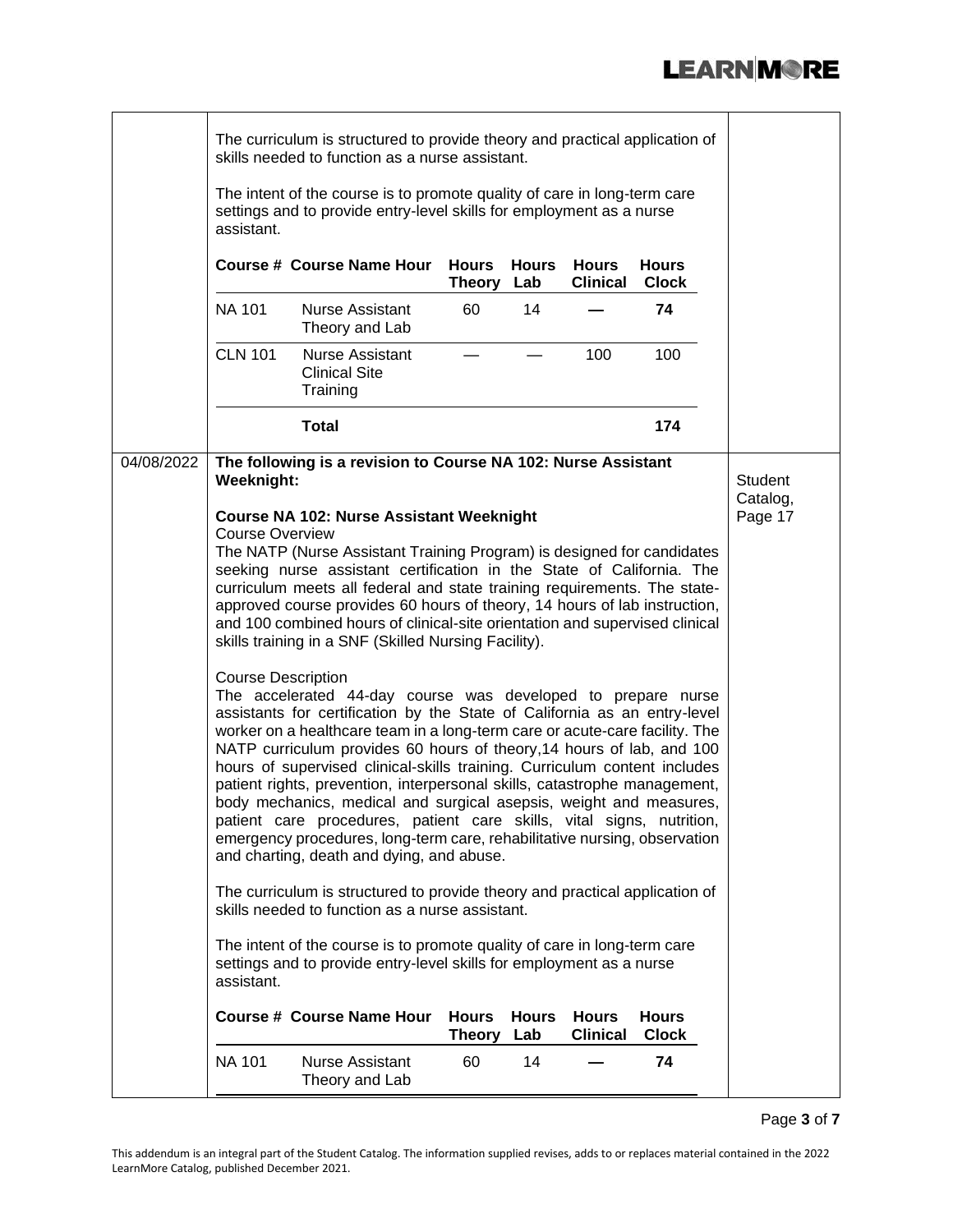The curriculum is structured to provide theory and practical application of skills needed to function as a nurse assistant.

The intent of the course is to promote quality of care in long-term care settings and to provide entry-level skills for employment as a nurse assistant.

| Course # | Course Name Hour | Hours Theory | Hours Lab | Hours Clinical | Hours Clock |
|---|---|---|---|---|---|
| NA 101 | Nurse Assistant Theory and Lab | 60 | 14 | — | **74** |
| CLN 101 | Nurse Assistant Clinical Site Training | — | — | 100 | 100 |
| | **Total** | | | | **174** |

04/08/2022 — Student Catalog, Page 17

**The following is a revision to Course NA 102: Nurse Assistant Weeknight:**

**Course NA 102: Nurse Assistant Weeknight**

Course Overview

The NATP (Nurse Assistant Training Program) is designed for candidates seeking nurse assistant certification in the State of California. The curriculum meets all federal and state training requirements. The state-approved course provides 60 hours of theory, 14 hours of lab instruction, and 100 combined hours of clinical-site orientation and supervised clinical skills training in a SNF (Skilled Nursing Facility).

Course Description

The accelerated 44-day course was developed to prepare nurse assistants for certification by the State of California as an entry-level worker on a healthcare team in a long-term care or acute-care facility. The NATP curriculum provides 60 hours of theory,14 hours of lab, and 100 hours of supervised clinical-skills training. Curriculum content includes patient rights, prevention, interpersonal skills, catastrophe management, body mechanics, medical and surgical asepsis, weight and measures, patient care procedures, patient care skills, vital signs, nutrition, emergency procedures, long-term care, rehabilitative nursing, observation and charting, death and dying, and abuse.

The curriculum is structured to provide theory and practical application of skills needed to function as a nurse assistant.

The intent of the course is to promote quality of care in long-term care settings and to provide entry-level skills for employment as a nurse assistant.

| Course # | Course Name Hour | Hours Theory | Hours Lab | Hours Clinical | Hours Clock |
|---|---|---|---|---|---|
| NA 101 | Nurse Assistant Theory and Lab | 60 | 14 | — | **74** |

This addendum is an integral part of the Student Catalog. The information supplied revises, adds to or replaces material contained in the 2022 LearnMore Catalog, published December 2021.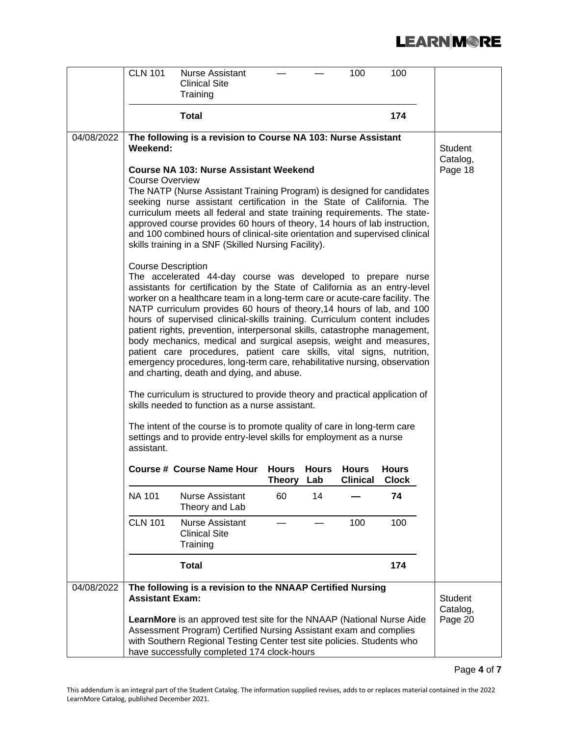| | | | | | | | |
|---|---|---|---|---|---|---|---|
| CLN 101 | Nurse Assistant Clinical Site Training | — | — | 100 | 100 | | |
| | **Total** | | | | **174** | | |

04/08/2022

**The following is a revision to Course NA 103: Nurse Assistant Weekend:**

Student Catalog, Page 18

**Course NA 103: Nurse Assistant Weekend**

Course Overview

The NATP (Nurse Assistant Training Program) is designed for candidates seeking nurse assistant certification in the State of California. The curriculum meets all federal and state training requirements. The state-approved course provides 60 hours of theory, 14 hours of lab instruction, and 100 combined hours of clinical-site orientation and supervised clinical skills training in a SNF (Skilled Nursing Facility).

Course Description

The accelerated 44-day course was developed to prepare nurse assistants for certification by the State of California as an entry-level worker on a healthcare team in a long-term care or acute-care facility. The NATP curriculum provides 60 hours of theory,14 hours of lab, and 100 hours of supervised clinical-skills training. Curriculum content includes patient rights, prevention, interpersonal skills, catastrophe management, body mechanics, medical and surgical asepsis, weight and measures, patient care procedures, patient care skills, vital signs, nutrition, emergency procedures, long-term care, rehabilitative nursing, observation and charting, death and dying, and abuse.

The curriculum is structured to provide theory and practical application of skills needed to function as a nurse assistant.

The intent of the course is to promote quality of care in long-term care settings and to provide entry-level skills for employment as a nurse assistant.

| Course # | Course Name Hour | Hours Theory | Hours Lab | Hours Clinical | Hours Clock |
|---|---|---|---|---|---|
| NA 101 | Nurse Assistant Theory and Lab | 60 | 14 | — | **74** |
| CLN 101 | Nurse Assistant Clinical Site Training | — | — | 100 | 100 |
| | **Total** | | | | **174** |

04/08/2022

**The following is a revision to the NNAAP Certified Nursing Assistant Exam:**

Student Catalog, Page 20

**LearnMore** is an approved test site for the NNAAP (National Nurse Aide Assessment Program) Certified Nursing Assistant exam and complies with Southern Regional Testing Center test site policies. Students who have successfully completed 174 clock-hours

This addendum is an integral part of the Student Catalog. The information supplied revises, adds to or replaces material contained in the 2022 LearnMore Catalog, published December 2021.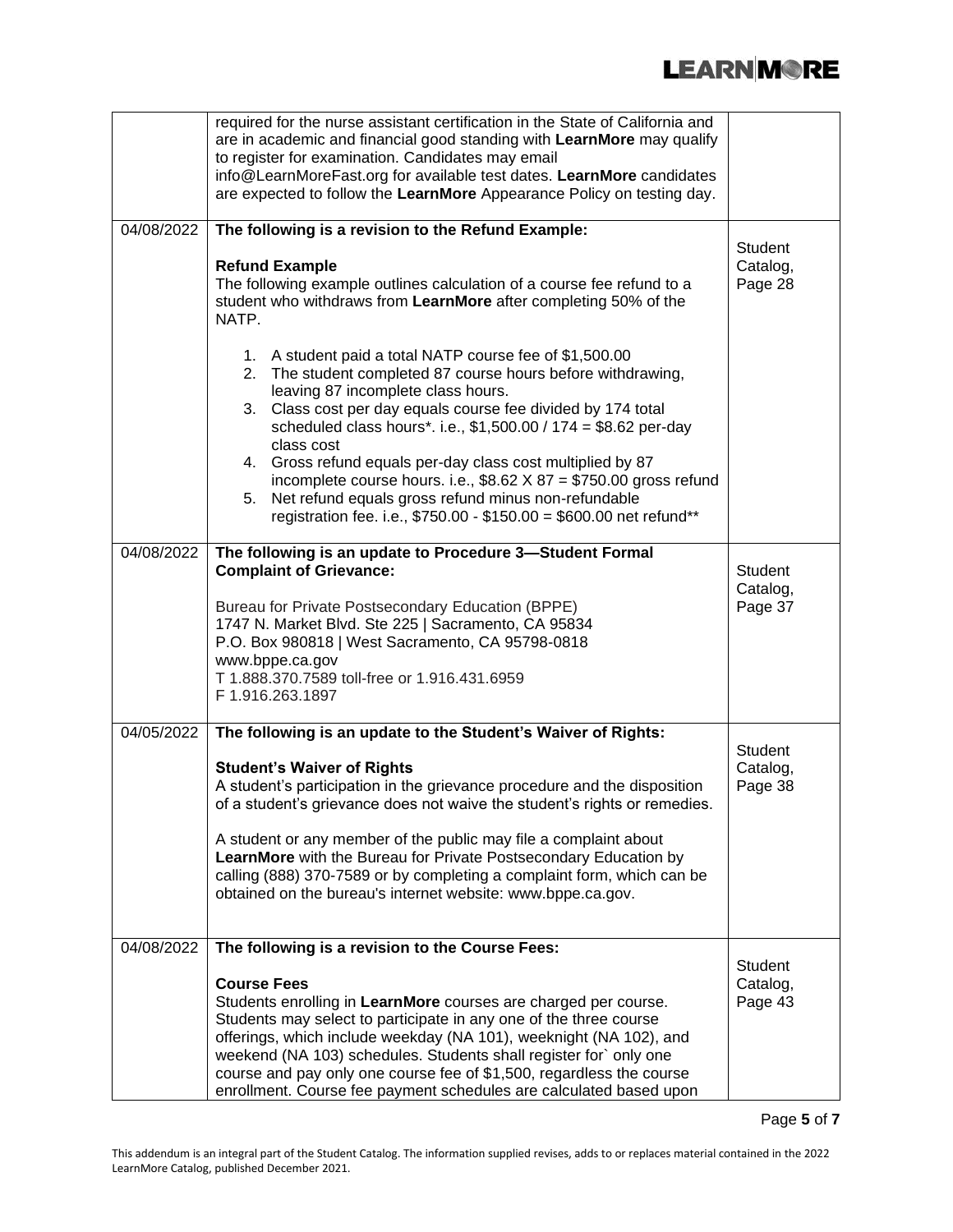| | | |
|---|---|---|
| | required for the nurse assistant certification in the State of California and are in academic and financial good standing with **LearnMore** may qualify to register for examination. Candidates may email info@LearnMoreFast.org for available test dates. **LearnMore** candidates are expected to follow the **LearnMore** Appearance Policy on testing day. | |
| 04/08/2022 | **The following is a revision to the Refund Example:**<br><br>**Refund Example**<br>The following example outlines calculation of a course fee refund to a student who withdraws from **LearnMore** after completing 50% of the NATP.<br><br>1. A student paid a total NATP course fee of $1,500.00<br>2. The student completed 87 course hours before withdrawing, leaving 87 incomplete class hours.<br>3. Class cost per day equals course fee divided by 174 total scheduled class hours*. i.e., $1,500.00 / 174 = $8.62 per-day class cost<br>4. Gross refund equals per-day class cost multiplied by 87 incomplete course hours. i.e., $8.62 X 87 = $750.00 gross refund<br>5. Net refund equals gross refund minus non-refundable registration fee. i.e., $750.00 - $150.00 = $600.00 net refund** | Student Catalog, Page 28 |
| 04/08/2022 | **The following is an update to Procedure 3—Student Formal Complaint of Grievance:**<br><br>Bureau for Private Postsecondary Education (BPPE)<br>1747 N. Market Blvd. Ste 225 \| Sacramento, CA 95834<br>P.O. Box 980818 \| West Sacramento, CA 95798-0818<br>www.bppe.ca.gov<br>T 1.888.370.7589 toll-free or 1.916.431.6959<br>F 1.916.263.1897 | Student Catalog, Page 37 |
| 04/05/2022 | **The following is an update to the Student's Waiver of Rights:**<br><br>**Student's Waiver of Rights**<br>A student's participation in the grievance procedure and the disposition of a student's grievance does not waive the student's rights or remedies.<br><br>A student or any member of the public may file a complaint about **LearnMore** with the Bureau for Private Postsecondary Education by calling (888) 370-7589 or by completing a complaint form, which can be obtained on the bureau's internet website: www.bppe.ca.gov. | Student Catalog, Page 38 |
| 04/08/2022 | **The following is a revision to the Course Fees:**<br><br>**Course Fees**<br>Students enrolling in **LearnMore** courses are charged per course. Students may select to participate in any one of the three course offerings, which include weekday (NA 101), weeknight (NA 102), and weekend (NA 103) schedules. Students shall register for` only one course and pay only one course fee of $1,500, regardless the course enrollment. Course fee payment schedules are calculated based upon | Student Catalog, Page 43 |

This addendum is an integral part of the Student Catalog. The information supplied revises, adds to or replaces material contained in the 2022 LearnMore Catalog, published December 2021.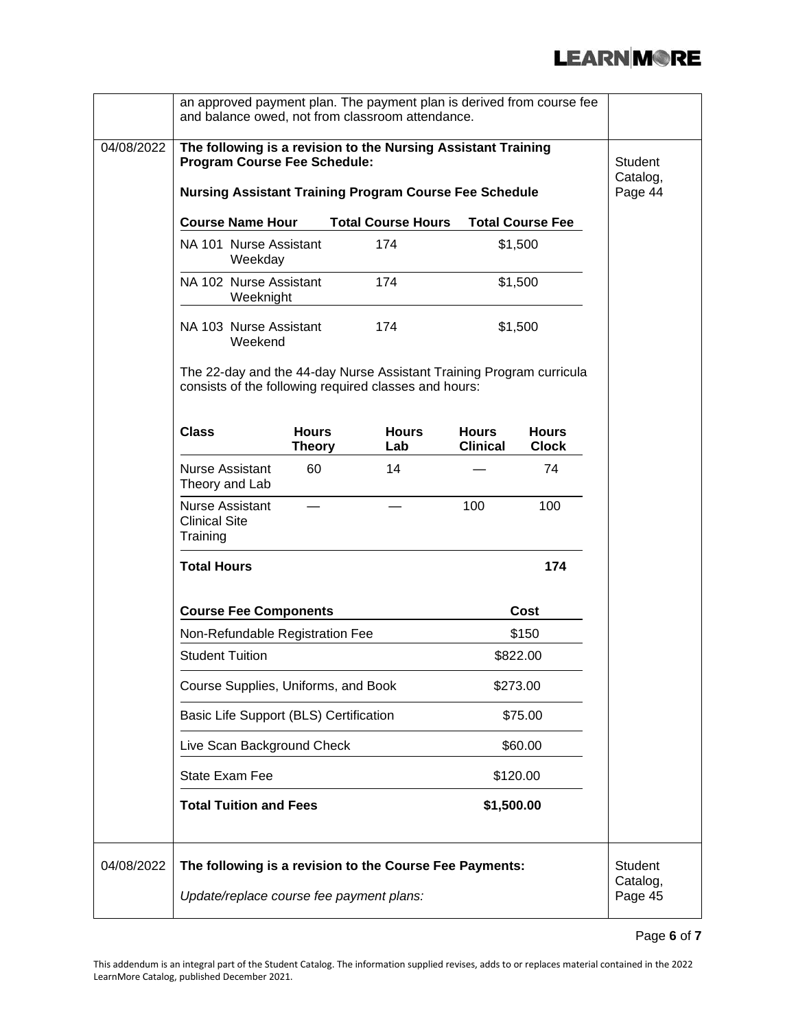| | | |
|---|---|---|
| | an approved payment plan. The payment plan is derived from course fee and balance owed, not from classroom attendance. | |
| 04/08/2022 | **The following is a revision to the Nursing Assistant Training Program Course Fee Schedule:**<br><br>**Nursing Assistant Training Program Course Fee Schedule**<br><br>**Course Name Hour** / **Total Course Hours** / **Total Course Fee**<br>NA 101 Nurse Assistant Weekday / 174 / $1,500<br>NA 102 Nurse Assistant Weeknight / 174 / $1,500<br>NA 103 Nurse Assistant Weekend / 174 / $1,500<br><br>The 22-day and the 44-day Nurse Assistant Training Program curricula consists of the following required classes and hours:<br><br>**Class** / **Hours Theory** / **Hours Lab** / **Hours Clinical** / **Hours Clock**<br>Nurse Assistant Theory and Lab / 60 / 14 / — / 74<br>Nurse Assistant Clinical Site Training / — / — / 100 / 100<br>**Total Hours** / / / / **174**<br><br>**Course Fee Components** / **Cost**<br>Non-Refundable Registration Fee / $150<br>Student Tuition / $822.00<br>Course Supplies, Uniforms, and Book / $273.00<br>Basic Life Support (BLS) Certification / $75.00<br>Live Scan Background Check / $60.00<br>State Exam Fee / $120.00<br>**Total Tuition and Fees** / **$1,500.00** | Student Catalog, Page 44 |
| 04/08/2022 | **The following is a revision to the Course Fee Payments:**<br><br>*Update/replace course fee payment plans:* | Student Catalog, Page 45 |

This addendum is an integral part of the Student Catalog. The information supplied revises, adds to or replaces material contained in the 2022 LearnMore Catalog, published December 2021.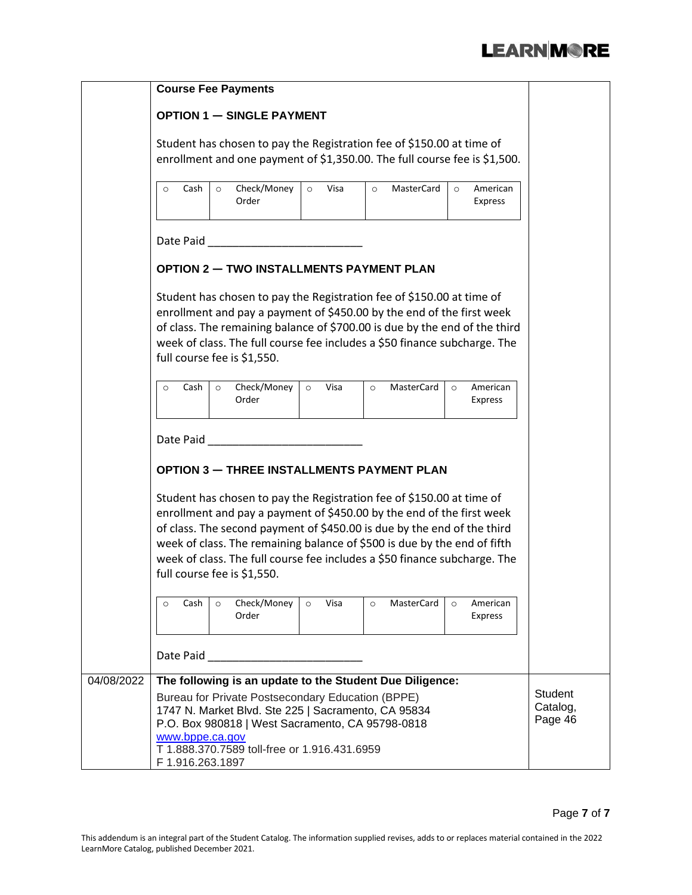| | | |
|---|---|---|
| | **Course Fee Payments**<br><br>**OPTION 1 — SINGLE PAYMENT**<br><br>Student has chosen to pay the Registration fee of $150.00 at time of enrollment and one payment of $1,350.00. The full course fee is $1,500.<br><br>○ Cash ○ Check/Money Order ○ Visa ○ MasterCard ○ American Express<br><br>Date Paid ________________________<br><br>**OPTION 2 — TWO INSTALLMENTS PAYMENT PLAN**<br><br>Student has chosen to pay the Registration fee of $150.00 at time of enrollment and pay a payment of $450.00 by the end of the first week of class. The remaining balance of $700.00 is due by the end of the third week of class. The full course fee includes a $50 finance subcharge. The full course fee is $1,550.<br><br>○ Cash ○ Check/Money Order ○ Visa ○ MasterCard ○ American Express<br><br>Date Paid ________________________<br><br>**OPTION 3 — THREE INSTALLMENTS PAYMENT PLAN**<br><br>Student has chosen to pay the Registration fee of $150.00 at time of enrollment and pay a payment of $450.00 by the end of the first week of class. The second payment of $450.00 is due by the end of the third week of class. The remaining balance of $500 is due by the end of fifth week of class. The full course fee includes a $50 finance subcharge. The full course fee is $1,550.<br><br>○ Cash ○ Check/Money Order ○ Visa ○ MasterCard ○ American Express<br><br>Date Paid ________________________ | |
| 04/08/2022 | **The following is an update to the Student Due Diligence:**<br>Bureau for Private Postsecondary Education (BPPE)<br>1747 N. Market Blvd. Ste 225 \| Sacramento, CA 95834<br>P.O. Box 980818 \| West Sacramento, CA 95798-0818<br>www.bppe.ca.gov<br>T 1.888.370.7589 toll-free or 1.916.431.6959<br>F 1.916.263.1897 | Student Catalog, Page 46 |

This addendum is an integral part of the Student Catalog. The information supplied revises, adds to or replaces material contained in the 2022 LearnMore Catalog, published December 2021.